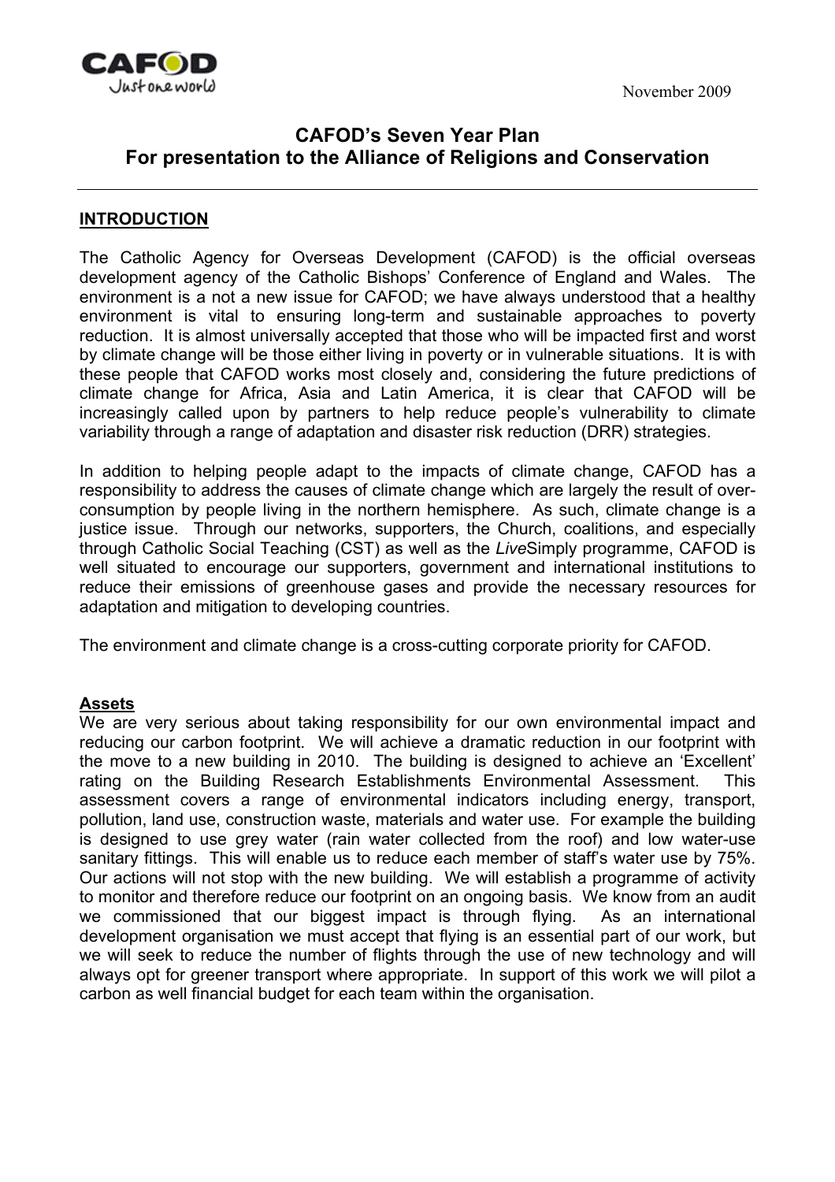CAFOD
Just one world

November 2009

# CAFOD's Seven Year Plan
# For presentation to the Alliance of Religions and Conservation

---

## INTRODUCTION

The Catholic Agency for Overseas Development (CAFOD) is the official overseas development agency of the Catholic Bishops' Conference of England and Wales. The environment is a not a new issue for CAFOD; we have always understood that a healthy environment is vital to ensuring long-term and sustainable approaches to poverty reduction. It is almost universally accepted that those who will be impacted first and worst by climate change will be those either living in poverty or in vulnerable situations. It is with these people that CAFOD works most closely and, considering the future predictions of climate change for Africa, Asia and Latin America, it is clear that CAFOD will be increasingly called upon by partners to help reduce people's vulnerability to climate variability through a range of adaptation and disaster risk reduction (DRR) strategies.

In addition to helping people adapt to the impacts of climate change, CAFOD has a responsibility to address the causes of climate change which are largely the result of over-consumption by people living in the northern hemisphere. As such, climate change is a justice issue. Through our networks, supporters, the Church, coalitions, and especially through Catholic Social Teaching (CST) as well as the *Live*Simply programme, CAFOD is well situated to encourage our supporters, government and international institutions to reduce their emissions of greenhouse gases and provide the necessary resources for adaptation and mitigation to developing countries.

The environment and climate change is a cross-cutting corporate priority for CAFOD.

### Assets

We are very serious about taking responsibility for our own environmental impact and reducing our carbon footprint. We will achieve a dramatic reduction in our footprint with the move to a new building in 2010. The building is designed to achieve an 'Excellent' rating on the Building Research Establishments Environmental Assessment. This assessment covers a range of environmental indicators including energy, transport, pollution, land use, construction waste, materials and water use. For example the building is designed to use grey water (rain water collected from the roof) and low water-use sanitary fittings. This will enable us to reduce each member of staff's water use by 75%. Our actions will not stop with the new building. We will establish a programme of activity to monitor and therefore reduce our footprint on an ongoing basis. We know from an audit we commissioned that our biggest impact is through flying. As an international development organisation we must accept that flying is an essential part of our work, but we will seek to reduce the number of flights through the use of new technology and will always opt for greener transport where appropriate. In support of this work we will pilot a carbon as well financial budget for each team within the organisation.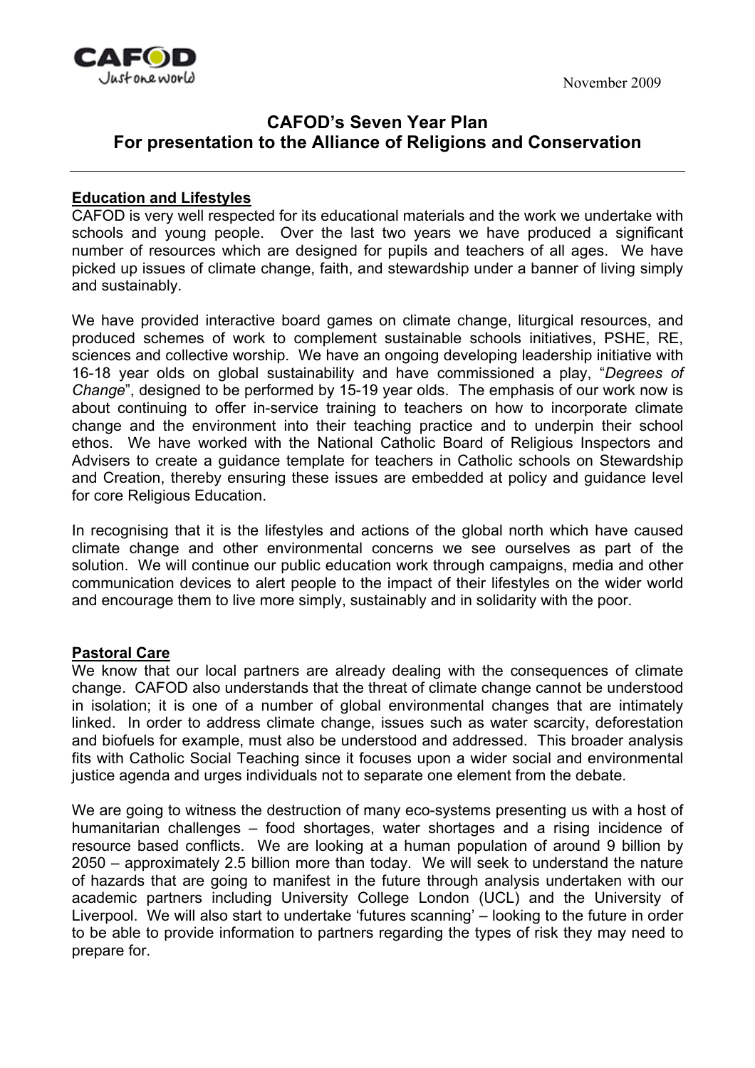November 2009

# CAFOD's Seven Year Plan
## For presentation to the Alliance of Religions and Conservation

---

**Education and Lifestyles**

CAFOD is very well respected for its educational materials and the work we undertake with schools and young people. Over the last two years we have produced a significant number of resources which are designed for pupils and teachers of all ages. We have picked up issues of climate change, faith, and stewardship under a banner of living simply and sustainably.

We have provided interactive board games on climate change, liturgical resources, and produced schemes of work to complement sustainable schools initiatives, PSHE, RE, sciences and collective worship. We have an ongoing developing leadership initiative with 16-18 year olds on global sustainability and have commissioned a play, "*Degrees of Change*", designed to be performed by 15-19 year olds. The emphasis of our work now is about continuing to offer in-service training to teachers on how to incorporate climate change and the environment into their teaching practice and to underpin their school ethos. We have worked with the National Catholic Board of Religious Inspectors and Advisers to create a guidance template for teachers in Catholic schools on Stewardship and Creation, thereby ensuring these issues are embedded at policy and guidance level for core Religious Education.

In recognising that it is the lifestyles and actions of the global north which have caused climate change and other environmental concerns we see ourselves as part of the solution. We will continue our public education work through campaigns, media and other communication devices to alert people to the impact of their lifestyles on the wider world and encourage them to live more simply, sustainably and in solidarity with the poor.

**Pastoral Care**

We know that our local partners are already dealing with the consequences of climate change. CAFOD also understands that the threat of climate change cannot be understood in isolation; it is one of a number of global environmental changes that are intimately linked. In order to address climate change, issues such as water scarcity, deforestation and biofuels for example, must also be understood and addressed. This broader analysis fits with Catholic Social Teaching since it focuses upon a wider social and environmental justice agenda and urges individuals not to separate one element from the debate.

We are going to witness the destruction of many eco-systems presenting us with a host of humanitarian challenges – food shortages, water shortages and a rising incidence of resource based conflicts. We are looking at a human population of around 9 billion by 2050 – approximately 2.5 billion more than today. We will seek to understand the nature of hazards that are going to manifest in the future through analysis undertaken with our academic partners including University College London (UCL) and the University of Liverpool. We will also start to undertake 'futures scanning' – looking to the future in order to be able to provide information to partners regarding the types of risk they may need to prepare for.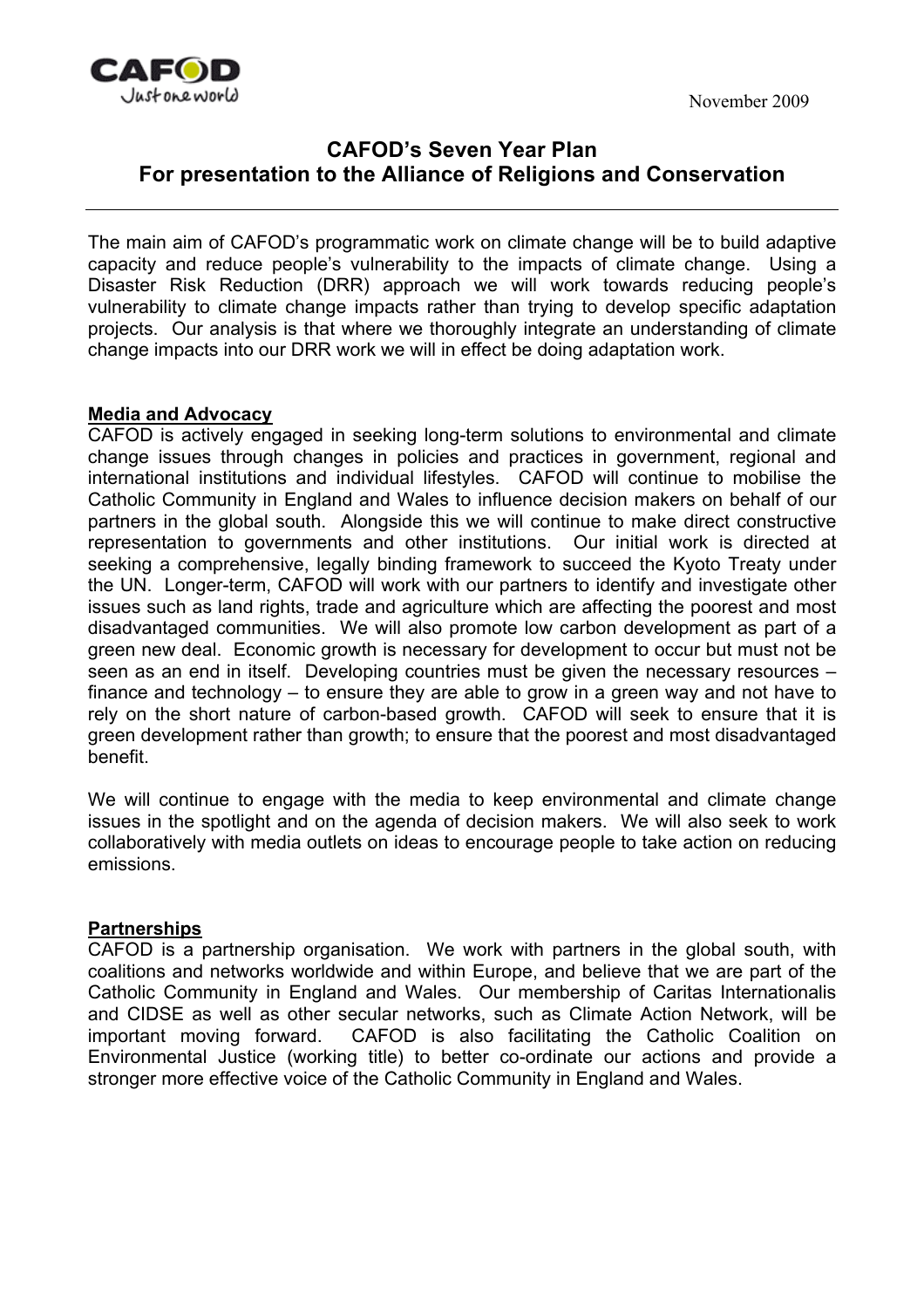November 2009

# CAFOD's Seven Year Plan
## For presentation to the Alliance of Religions and Conservation

The main aim of CAFOD's programmatic work on climate change will be to build adaptive capacity and reduce people's vulnerability to the impacts of climate change. Using a Disaster Risk Reduction (DRR) approach we will work towards reducing people's vulnerability to climate change impacts rather than trying to develop specific adaptation projects. Our analysis is that where we thoroughly integrate an understanding of climate change impacts into our DRR work we will in effect be doing adaptation work.

**Media and Advocacy**

CAFOD is actively engaged in seeking long-term solutions to environmental and climate change issues through changes in policies and practices in government, regional and international institutions and individual lifestyles. CAFOD will continue to mobilise the Catholic Community in England and Wales to influence decision makers on behalf of our partners in the global south. Alongside this we will continue to make direct constructive representation to governments and other institutions. Our initial work is directed at seeking a comprehensive, legally binding framework to succeed the Kyoto Treaty under the UN. Longer-term, CAFOD will work with our partners to identify and investigate other issues such as land rights, trade and agriculture which are affecting the poorest and most disadvantaged communities. We will also promote low carbon development as part of a green new deal. Economic growth is necessary for development to occur but must not be seen as an end in itself. Developing countries must be given the necessary resources – finance and technology – to ensure they are able to grow in a green way and not have to rely on the short nature of carbon-based growth. CAFOD will seek to ensure that it is green development rather than growth; to ensure that the poorest and most disadvantaged benefit.

We will continue to engage with the media to keep environmental and climate change issues in the spotlight and on the agenda of decision makers. We will also seek to work collaboratively with media outlets on ideas to encourage people to take action on reducing emissions.

**Partnerships**

CAFOD is a partnership organisation. We work with partners in the global south, with coalitions and networks worldwide and within Europe, and believe that we are part of the Catholic Community in England and Wales. Our membership of Caritas Internationalis and CIDSE as well as other secular networks, such as Climate Action Network, will be important moving forward. CAFOD is also facilitating the Catholic Coalition on Environmental Justice (working title) to better co-ordinate our actions and provide a stronger more effective voice of the Catholic Community in England and Wales.